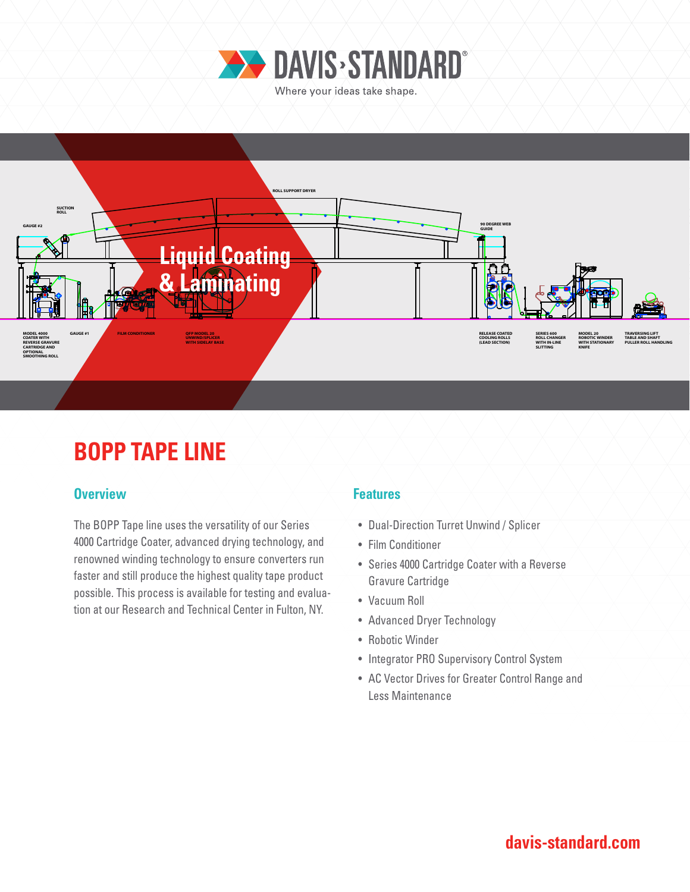DAVIS-STANDARD®

Where your ideas take shape.

Liquid Coating & Laminating

ROLL SUPPORT DRYER

SUCTION ROLL

GAUGE #2

90 DEGREE WEB GUIDE

MODEL 4000 COATER WITH REVERSE GRAVURE CARTRIDGE AND OPTIONAL SMOOTHING ROLL

GAUGE #1

FILM CONDITIONER

QFP MODEL 20 UNWIND/SPLICER WITH SIDELAY BASE

RELEASE COATED COOLING ROLLS (LEAD SECTION)

SERIES 600 ROLL CHANGER WITH IN-LINE SLITTING

MODEL 20 ROBOTIC WINDER WITH STATIONARY KNIFE

TRAVERSING LIFT TABLE AND SHAFT PULLER ROLL HANDLING

# BOPP TAPE LINE

## Overview

The BOPP Tape line uses the versatility of our Series 4000 Cartridge Coater, advanced drying technology, and renowned winding technology to ensure converters run faster and still produce the highest quality tape product possible. This process is available for testing and evaluation at our Research and Technical Center in Fulton, NY.

## Features

- Dual-Direction Turret Unwind / Splicer
- Film Conditioner
- Series 4000 Cartridge Coater with a Reverse Gravure Cartridge
- Vacuum Roll
- Advanced Dryer Technology
- Robotic Winder
- Integrator PRO Supervisory Control System
- AC Vector Drives for Greater Control Range and Less Maintenance

davis-standard.com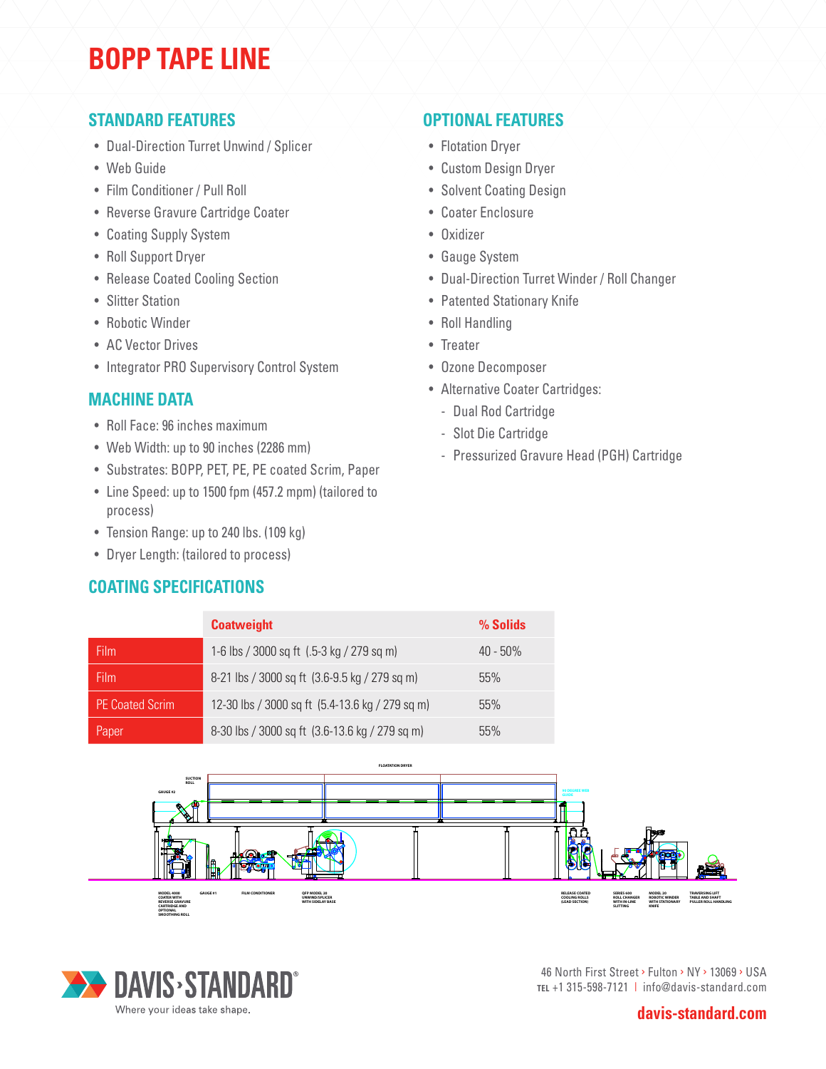# BOPP TAPE LINE

## STANDARD FEATURES

- Dual-Direction Turret Unwind / Splicer
- Web Guide
- Film Conditioner / Pull Roll
- Reverse Gravure Cartridge Coater
- Coating Supply System
- Roll Support Dryer
- Release Coated Cooling Section
- Slitter Station
- Robotic Winder
- AC Vector Drives
- Integrator PRO Supervisory Control System

## MACHINE DATA

- Roll Face: 96 inches maximum
- Web Width: up to 90 inches (2286 mm)
- Substrates: BOPP, PET, PE, PE coated Scrim, Paper
- Line Speed: up to 1500 fpm (457.2 mpm) (tailored to process)
- Tension Range: up to 240 lbs. (109 kg)
- Dryer Length: (tailored to process)

## OPTIONAL FEATURES

- Flotation Dryer
- Custom Design Dryer
- Solvent Coating Design
- Coater Enclosure
- Oxidizer
- Gauge System
- Dual-Direction Turret Winder / Roll Changer
- Patented Stationary Knife
- Roll Handling
- Treater
- Ozone Decomposer
- Alternative Coater Cartridges:
  - Dual Rod Cartridge
  - Slot Die Cartridge
  - Pressurized Gravure Head (PGH) Cartridge

## COATING SPECIFICATIONS

| | Coatweight | % Solids |
|---|---|---|
| Film | 1-6 lbs / 3000 sq ft (.5-3 kg / 279 sq m) | 40 - 50% |
| Film | 8-21 lbs / 3000 sq ft (3.6-9.5 kg / 279 sq m) | 55% |
| PE Coated Scrim | 12-30 lbs / 3000 sq ft (5.4-13.6 kg / 279 sq m) | 55% |
| Paper | 8-30 lbs / 3000 sq ft (3.6-13.6 kg / 279 sq m) | 55% |

FLOATATION DRYER

SUCTION ROLL

GAUGE #2

90 DEGREE WEB GUIDE

MODEL 4000 COATER WITH REVERSE GRAVURE CARTRIDGE AND OPTIONAL SMOOTHING ROLL

GAUGE #1

FILM CONDITIONER

QFP MODEL 20 UNWIND/SPLICER WITH SIDEWAY BASE

RELEASE COATED COOLING ROLLS (LEAD SECTION)

SERIES 600 ROLL CHANGER WITH IN-LINE SLITTING

MODEL 20 ROBOTIC WINDER WITH STATIONARY KNIFE

TRAVERSING LIFT TABLE AND SHAFT PULLER ROLL HANDLING

DAVIS-STANDARD®
Where your ideas take shape.

46 North First Street › Fulton › NY › 13069 › USA
TEL +1 315-598-7121 | info@davis-standard.com

davis-standard.com